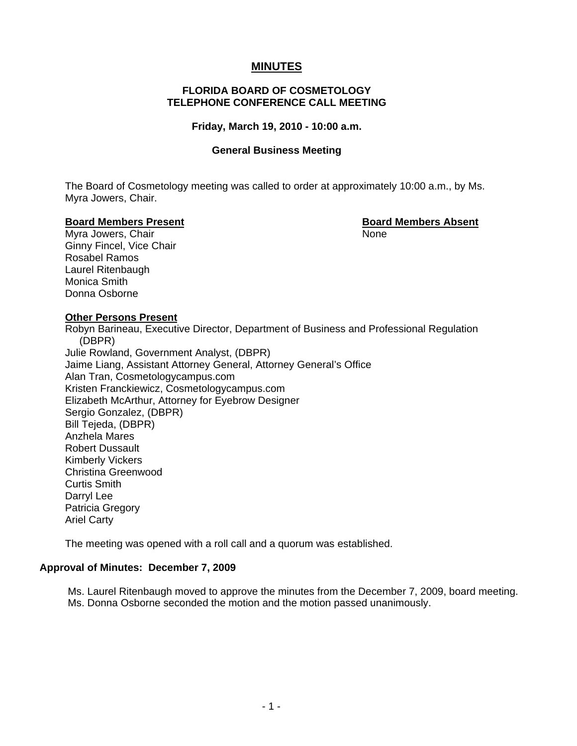# MINUTES

## FLORIDA BOARD OF COSMETOLOGY
## TELEPHONE CONFERENCE CALL MEETING

**Friday, March 19, 2010 - 10:00 a.m.**

**General Business Meeting**

The Board of Cosmetology meeting was called to order at approximately 10:00 a.m., by Ms. Myra Jowers, Chair.

**Board Members Present**

Myra Jowers, Chair
Ginny Fincel, Vice Chair
Rosabel Ramos
Laurel Ritenbaugh
Monica Smith
Donna Osborne

**Board Members Absent**

None

**Other Persons Present**

Robyn Barineau, Executive Director, Department of Business and Professional Regulation (DBPR)
Julie Rowland, Government Analyst, (DBPR)
Jaime Liang, Assistant Attorney General, Attorney General's Office
Alan Tran, Cosmetologycampus.com
Kristen Franckiewicz, Cosmetologycampus.com
Elizabeth McArthur, Attorney for Eyebrow Designer
Sergio Gonzalez, (DBPR)
Bill Tejeda, (DBPR)
Anzhela Mares
Robert Dussault
Kimberly Vickers
Christina Greenwood
Curtis Smith
Darryl Lee
Patricia Gregory
Ariel Carty

The meeting was opened with a roll call and a quorum was established.

### Approval of Minutes: December 7, 2009

Ms. Laurel Ritenbaugh moved to approve the minutes from the December 7, 2009, board meeting. Ms. Donna Osborne seconded the motion and the motion passed unanimously.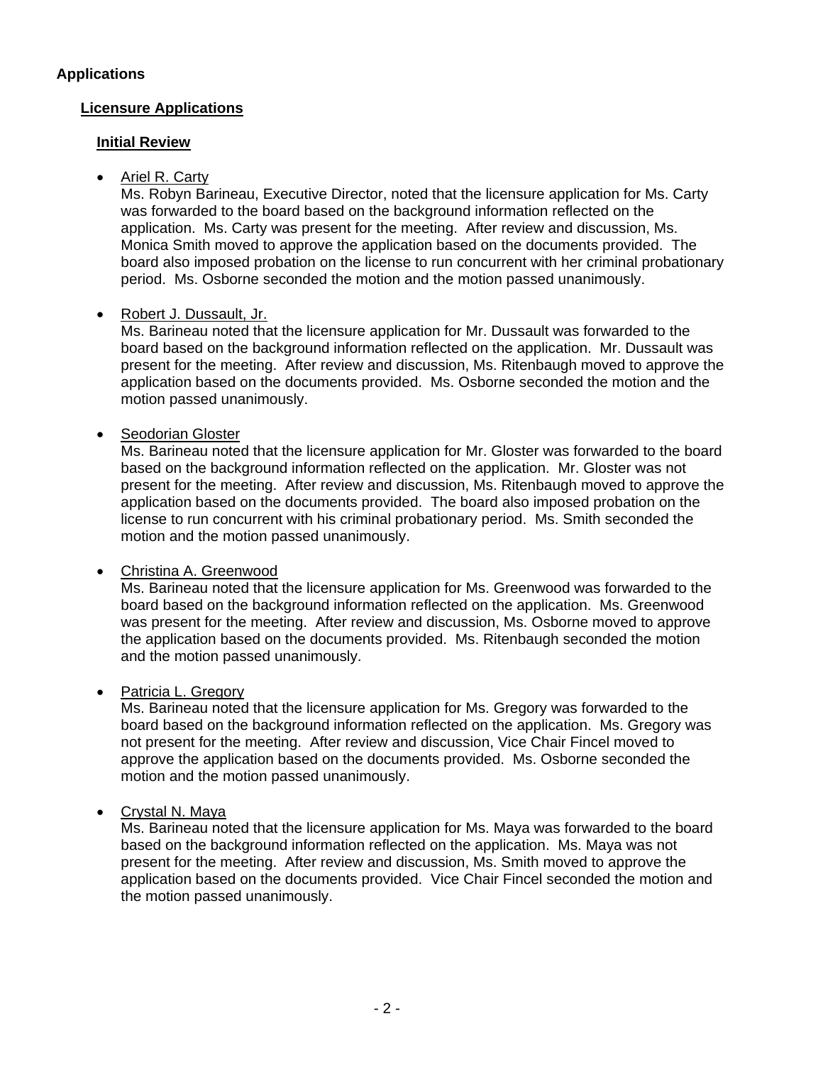## Applications

### Licensure Applications

#### Initial Review

- Ariel R. Carty
  Ms. Robyn Barineau, Executive Director, noted that the licensure application for Ms. Carty was forwarded to the board based on the background information reflected on the application. Ms. Carty was present for the meeting. After review and discussion, Ms. Monica Smith moved to approve the application based on the documents provided. The board also imposed probation on the license to run concurrent with her criminal probationary period. Ms. Osborne seconded the motion and the motion passed unanimously.

- Robert J. Dussault, Jr.
  Ms. Barineau noted that the licensure application for Mr. Dussault was forwarded to the board based on the background information reflected on the application. Mr. Dussault was present for the meeting. After review and discussion, Ms. Ritenbaugh moved to approve the application based on the documents provided. Ms. Osborne seconded the motion and the motion passed unanimously.

- Seodorian Gloster
  Ms. Barineau noted that the licensure application for Mr. Gloster was forwarded to the board based on the background information reflected on the application. Mr. Gloster was not present for the meeting. After review and discussion, Ms. Ritenbaugh moved to approve the application based on the documents provided. The board also imposed probation on the license to run concurrent with his criminal probationary period. Ms. Smith seconded the motion and the motion passed unanimously.

- Christina A. Greenwood
  Ms. Barineau noted that the licensure application for Ms. Greenwood was forwarded to the board based on the background information reflected on the application. Ms. Greenwood was present for the meeting. After review and discussion, Ms. Osborne moved to approve the application based on the documents provided. Ms. Ritenbaugh seconded the motion and the motion passed unanimously.

- Patricia L. Gregory
  Ms. Barineau noted that the licensure application for Ms. Gregory was forwarded to the board based on the background information reflected on the application. Ms. Gregory was not present for the meeting. After review and discussion, Vice Chair Fincel moved to approve the application based on the documents provided. Ms. Osborne seconded the motion and the motion passed unanimously.

- Crystal N. Maya
  Ms. Barineau noted that the licensure application for Ms. Maya was forwarded to the board based on the background information reflected on the application. Ms. Maya was not present for the meeting. After review and discussion, Ms. Smith moved to approve the application based on the documents provided. Vice Chair Fincel seconded the motion and the motion passed unanimously.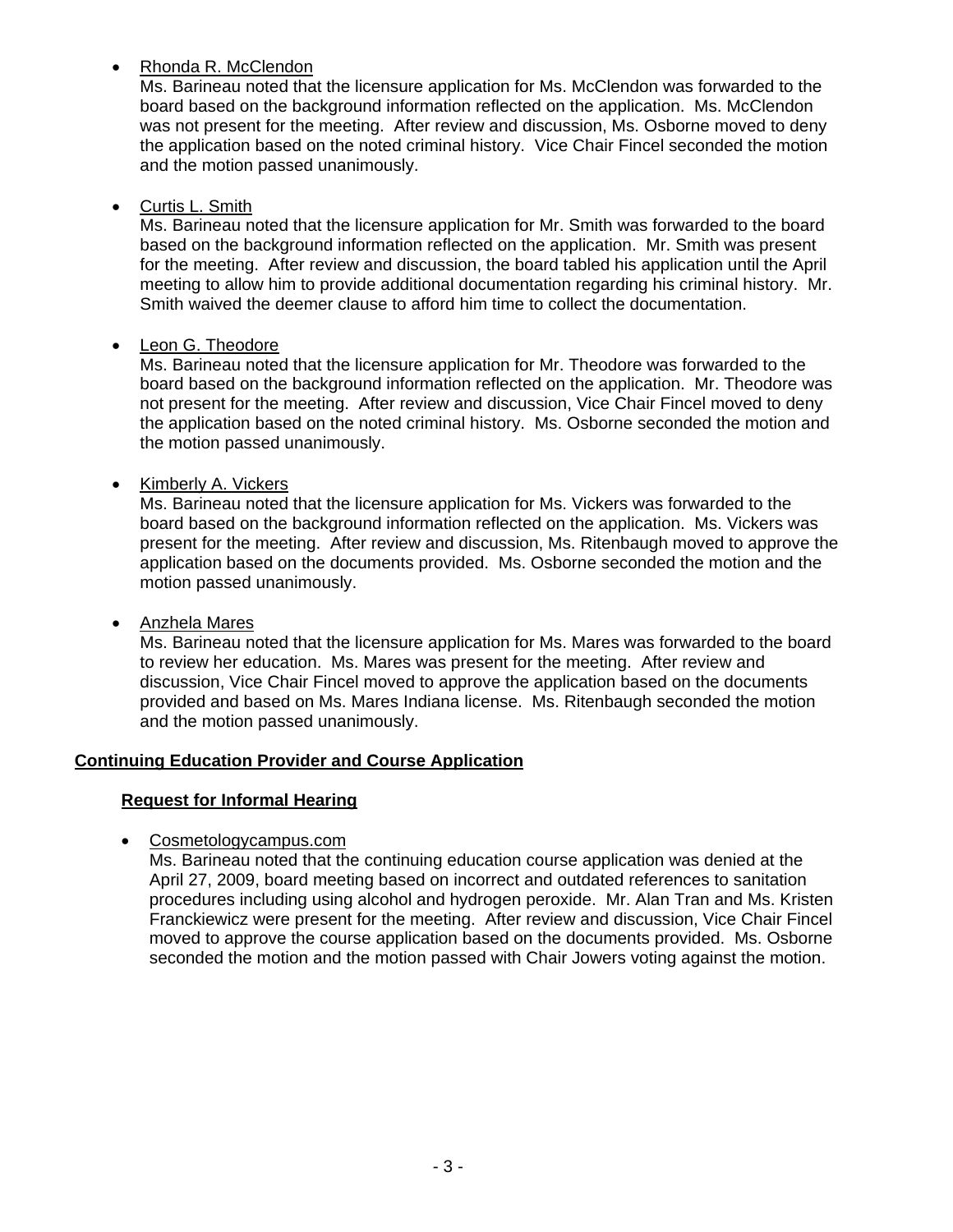- <u>Rhonda R. McClendon</u>
  Ms. Barineau noted that the licensure application for Ms. McClendon was forwarded to the board based on the background information reflected on the application. Ms. McClendon was not present for the meeting. After review and discussion, Ms. Osborne moved to deny the application based on the noted criminal history. Vice Chair Fincel seconded the motion and the motion passed unanimously.

- <u>Curtis L. Smith</u>
  Ms. Barineau noted that the licensure application for Mr. Smith was forwarded to the board based on the background information reflected on the application. Mr. Smith was present for the meeting. After review and discussion, the board tabled his application until the April meeting to allow him to provide additional documentation regarding his criminal history. Mr. Smith waived the deemer clause to afford him time to collect the documentation.

- <u>Leon G. Theodore</u>
  Ms. Barineau noted that the licensure application for Mr. Theodore was forwarded to the board based on the background information reflected on the application. Mr. Theodore was not present for the meeting. After review and discussion, Vice Chair Fincel moved to deny the application based on the noted criminal history. Ms. Osborne seconded the motion and the motion passed unanimously.

- <u>Kimberly A. Vickers</u>
  Ms. Barineau noted that the licensure application for Ms. Vickers was forwarded to the board based on the background information reflected on the application. Ms. Vickers was present for the meeting. After review and discussion, Ms. Ritenbaugh moved to approve the application based on the documents provided. Ms. Osborne seconded the motion and the motion passed unanimously.

- <u>Anzhela Mares</u>
  Ms. Barineau noted that the licensure application for Ms. Mares was forwarded to the board to review her education. Ms. Mares was present for the meeting. After review and discussion, Vice Chair Fincel moved to approve the application based on the documents provided and based on Ms. Mares Indiana license. Ms. Ritenbaugh seconded the motion and the motion passed unanimously.

## <u>Continuing Education Provider and Course Application</u>

### <u>Request for Informal Hearing</u>

- <u>Cosmetologycampus.com</u>
  Ms. Barineau noted that the continuing education course application was denied at the April 27, 2009, board meeting based on incorrect and outdated references to sanitation procedures including using alcohol and hydrogen peroxide. Mr. Alan Tran and Ms. Kristen Franckiewicz were present for the meeting. After review and discussion, Vice Chair Fincel moved to approve the course application based on the documents provided. Ms. Osborne seconded the motion and the motion passed with Chair Jowers voting against the motion.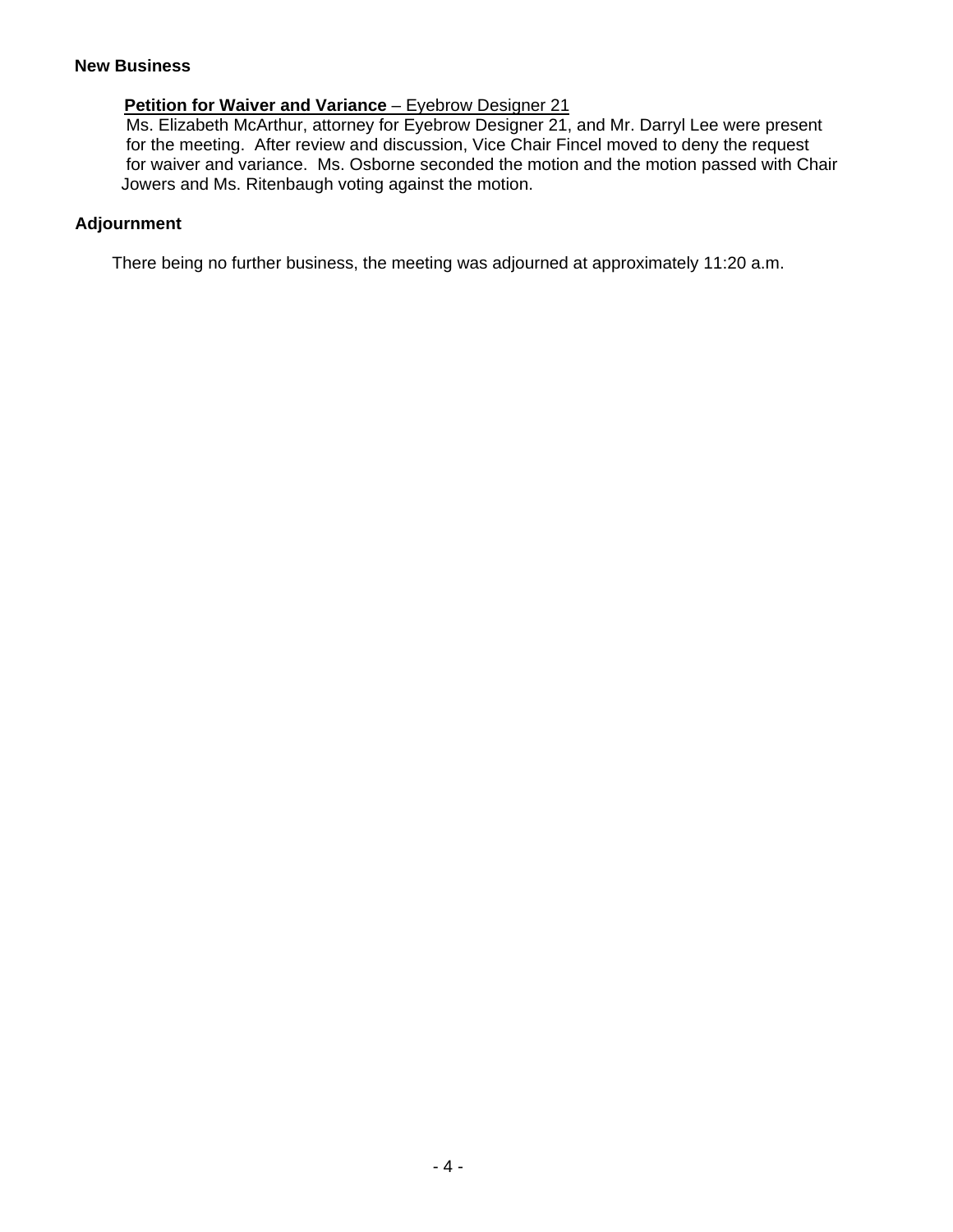**New Business**

**Petition for Waiver and Variance** – Eyebrow Designer 21

Ms. Elizabeth McArthur, attorney for Eyebrow Designer 21, and Mr. Darryl Lee were present for the meeting. After review and discussion, Vice Chair Fincel moved to deny the request for waiver and variance. Ms. Osborne seconded the motion and the motion passed with Chair Jowers and Ms. Ritenbaugh voting against the motion.

**Adjournment**

There being no further business, the meeting was adjourned at approximately 11:20 a.m.